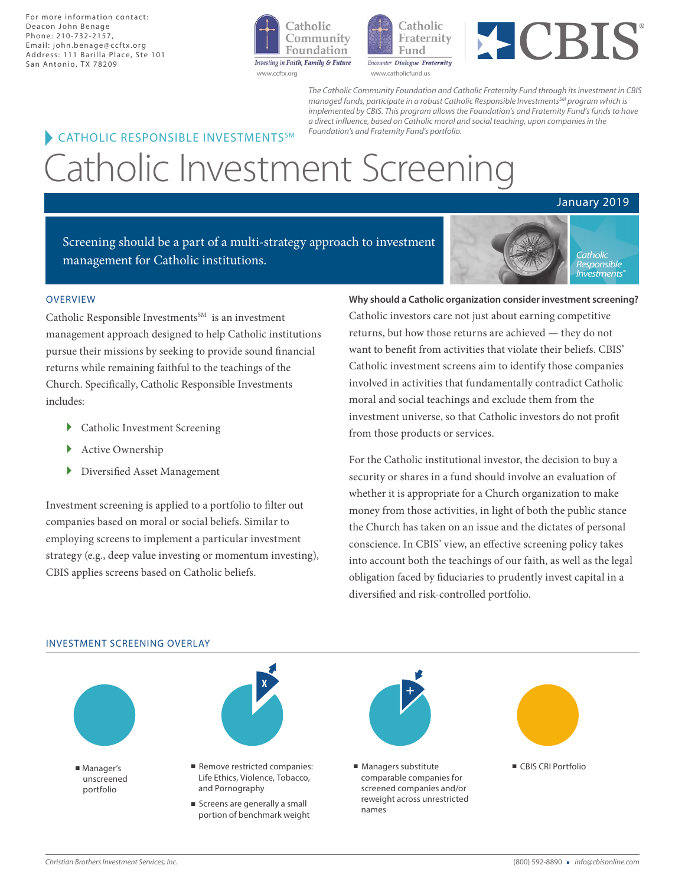For more information contact:
Deacon John Benage
Phone: 210-732-2157,
Email: john.benage@ccftx.org
Address: 111 Barilla Place, Ste 101
San Antonio, TX 78209

Catholic Community Foundation — *Investing in Faith, Family & Future* — www.ccftx.org

Catholic Fraternity Fund — *Encounter Dialogue Fraternity* — www.catholicfund.us

CBIS

*The Catholic Community Foundation and Catholic Fraternity Fund through its investment in CBIS managed funds, participate in a robust Catholic Responsible Investments[SM] program which is implemented by CBIS. This program allows the Foundation's and Fraternity Fund's funds to have a direct influence, based on Catholic moral and social teaching, upon companies in the Foundation's and Fraternity Fund's portfolio.*

CATHOLIC RESPONSIBLE INVESTMENTS[SM]

# Catholic Investment Screening

January 2019

Screening should be a part of a multi-strategy approach to investment management for Catholic institutions.

*Catholic Responsible Investments[SM]*

## OVERVIEW

Catholic Responsible Investments[SM] is an investment management approach designed to help Catholic institutions pursue their missions by seeking to provide sound financial returns while remaining faithful to the teachings of the Church. Specifically, Catholic Responsible Investments includes:

- Catholic Investment Screening
- Active Ownership
- Diversified Asset Management

Investment screening is applied to a portfolio to filter out companies based on moral or social beliefs. Similar to employing screens to implement a particular investment strategy (e.g., deep value investing or momentum investing), CBIS applies screens based on Catholic beliefs.

**Why should a Catholic organization consider investment screening?**

Catholic investors care not just about earning competitive returns, but how those returns are achieved — they do not want to benefit from activities that violate their beliefs. CBIS' Catholic investment screens aim to identify those companies involved in activities that fundamentally contradict Catholic moral and social teachings and exclude them from the investment universe, so that Catholic investors do not profit from those products or services.

For the Catholic institutional investor, the decision to buy a security or shares in a fund should involve an evaluation of whether it is appropriate for a Church organization to make money from those activities, in light of both the public stance the Church has taken on an issue and the dictates of personal conscience. In CBIS' view, an effective screening policy takes into account both the teachings of our faith, as well as the legal obligation faced by fiduciaries to prudently invest capital in a diversified and risk-controlled portfolio.

## INVESTMENT SCREENING OVERLAY

- Manager's unscreened portfolio

- Remove restricted companies: Life Ethics, Violence, Tobacco, and Pornography
- Screens are generally a small portion of benchmark weight

- Managers substitute comparable companies for screened companies and/or reweight across unrestricted names

- CBIS CRI Portfolio

*Christian Brothers Investment Services, Inc.*

(800) 592-8890 ▪ *info@cbisonline.com*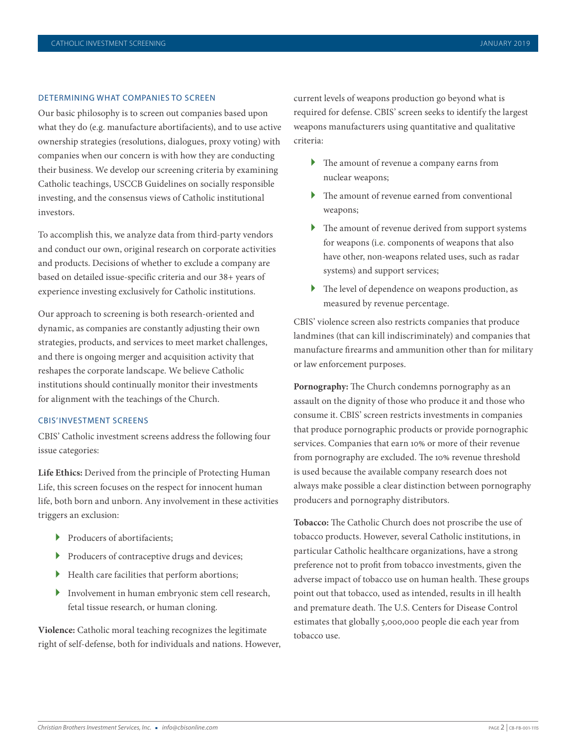## DETERMINING WHAT COMPANIES TO SCREEN

Our basic philosophy is to screen out companies based upon what they do (e.g. manufacture abortifacients), and to use active ownership strategies (resolutions, dialogues, proxy voting) with companies when our concern is with how they are conducting their business. We develop our screening criteria by examining Catholic teachings, USCCB Guidelines on socially responsible investing, and the consensus views of Catholic institutional investors.

To accomplish this, we analyze data from third-party vendors and conduct our own, original research on corporate activities and products. Decisions of whether to exclude a company are based on detailed issue-specific criteria and our 38+ years of experience investing exclusively for Catholic institutions.

Our approach to screening is both research-oriented and dynamic, as companies are constantly adjusting their own strategies, products, and services to meet market challenges, and there is ongoing merger and acquisition activity that reshapes the corporate landscape. We believe Catholic institutions should continually monitor their investments for alignment with the teachings of the Church.

## CBIS' INVESTMENT SCREENS

CBIS' Catholic investment screens address the following four issue categories:

**Life Ethics:** Derived from the principle of Protecting Human Life, this screen focuses on the respect for innocent human life, both born and unborn. Any involvement in these activities triggers an exclusion:

- Producers of abortifacients;
- Producers of contraceptive drugs and devices;
- Health care facilities that perform abortions;
- Involvement in human embryonic stem cell research, fetal tissue research, or human cloning.

**Violence:** Catholic moral teaching recognizes the legitimate right of self-defense, both for individuals and nations. However, current levels of weapons production go beyond what is required for defense. CBIS' screen seeks to identify the largest weapons manufacturers using quantitative and qualitative criteria:

- The amount of revenue a company earns from nuclear weapons;
- The amount of revenue earned from conventional weapons;
- The amount of revenue derived from support systems for weapons (i.e. components of weapons that also have other, non-weapons related uses, such as radar systems) and support services;
- The level of dependence on weapons production, as measured by revenue percentage.

CBIS' violence screen also restricts companies that produce landmines (that can kill indiscriminately) and companies that manufacture firearms and ammunition other than for military or law enforcement purposes.

**Pornography:** The Church condemns pornography as an assault on the dignity of those who produce it and those who consume it. CBIS' screen restricts investments in companies that produce pornographic products or provide pornographic services. Companies that earn 10% or more of their revenue from pornography are excluded. The 10% revenue threshold is used because the available company research does not always make possible a clear distinction between pornography producers and pornography distributors.

**Tobacco:** The Catholic Church does not proscribe the use of tobacco products. However, several Catholic institutions, in particular Catholic healthcare organizations, have a strong preference not to profit from tobacco investments, given the adverse impact of tobacco use on human health. These groups point out that tobacco, used as intended, results in ill health and premature death. The U.S. Centers for Disease Control estimates that globally 5,000,000 people die each year from tobacco use.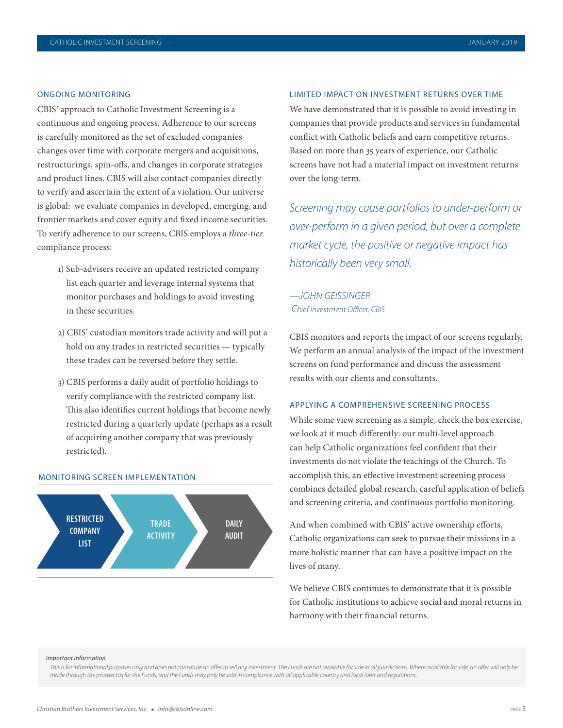## ONGOING MONITORING

CBIS' approach to Catholic Investment Screening is a continuous and ongoing process. Adherence to our screens is carefully monitored as the set of excluded companies changes over time with corporate mergers and acquisitions, restructurings, spin-offs, and changes in corporate strategies and product lines. CBIS will also contact companies directly to verify and ascertain the extent of a violation. Our universe is global: we evaluate companies in developed, emerging, and frontier markets and cover equity and fixed income securities. To verify adherence to our screens, CBIS employs a *three-tier* compliance process:

1) Sub-advisers receive an updated restricted company list each quarter and leverage internal systems that monitor purchases and holdings to avoid investing in these securities.

2) CBIS' custodian monitors trade activity and will put a hold on any trades in restricted securities — typically these trades can be reversed before they settle.

3) CBIS performs a daily audit of portfolio holdings to verify compliance with the restricted company list. This also identifies current holdings that become newly restricted during a quarterly update (perhaps as a result of acquiring another company that was previously restricted).

## MONITORING SCREEN IMPLEMENTATION

RESTRICTED COMPANY LIST

TRADE ACTIVITY

DAILY AUDIT

## LIMITED IMPACT ON INVESTMENT RETURNS OVER TIME

We have demonstrated that it is possible to avoid investing in companies that provide products and services in fundamental conflict with Catholic beliefs and earn competitive returns. Based on more than 35 years of experience, our Catholic screens have not had a material impact on investment returns over the long-term.

*Screening may cause portfolios to under-perform or over-perform in a given period, but over a complete market cycle, the positive or negative impact has historically been very small.*

*—JOHN GEISSINGER*
*Chief Investment Officer, CBIS*

CBIS monitors and reports the impact of our screens regularly. We perform an annual analysis of the impact of the investment screens on fund performance and discuss the assessment results with our clients and consultants.

## APPLYING A COMPREHENSIVE SCREENING PROCESS

While some view screening as a simple, check the box exercise, we look at it much differently: our multi-level approach can help Catholic organizations feel confident that their investments do not violate the teachings of the Church. To accomplish this, an effective investment screening process combines detailed global research, careful application of beliefs and screening criteria, and continuous portfolio monitoring.

And when combined with CBIS' active ownership efforts, Catholic organizations can seek to pursue their missions in a more holistic manner that can have a positive impact on the lives of many.

We believe CBIS continues to demonstrate that it is possible for Catholic institutions to achieve social and moral returns in harmony with their financial returns.

*Important Information*

*This is for informational purposes only and does not constitute an offer to sell any investment. The Funds are not available for sale in all jurisdictions. Where available for sale, an offer will only be made through the prospectus for the Funds, and the Funds may only be sold in compliance with all applicable country and local laws and regulations.*